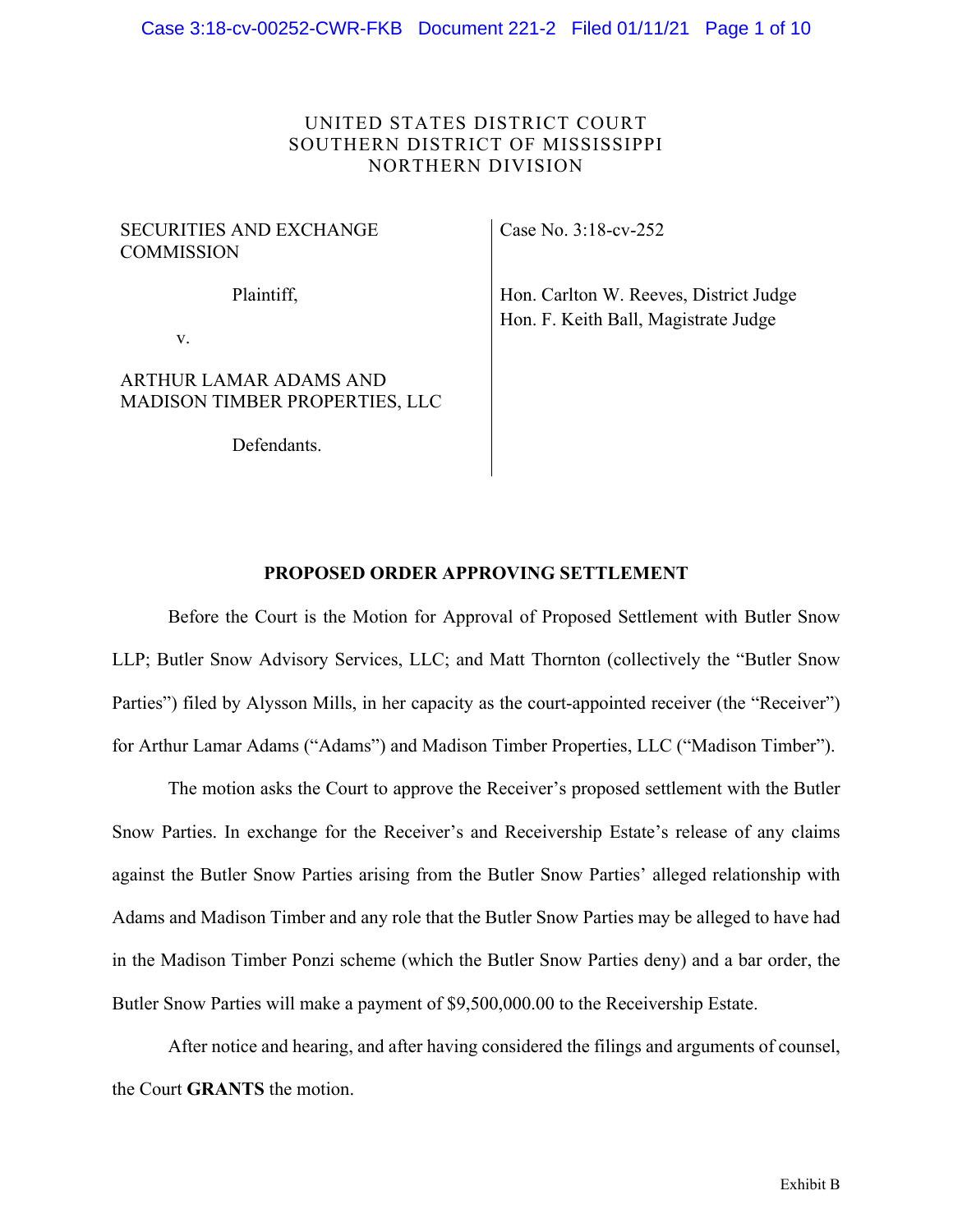UNITED STATES DISTRICT COURT
SOUTHERN DISTRICT OF MISSISSIPPI
NORTHERN DIVISION

| | |
|---|---|
| SECURITIES AND EXCHANGE COMMISSION<br><br>Plaintiff,<br><br>v.<br><br>ARTHUR LAMAR ADAMS AND MADISON TIMBER PROPERTIES, LLC<br><br>Defendants. | Case No. 3:18-cv-252<br><br>Hon. Carlton W. Reeves, District Judge<br>Hon. F. Keith Ball, Magistrate Judge |

**PROPOSED ORDER APPROVING SETTLEMENT**

Before the Court is the Motion for Approval of Proposed Settlement with Butler Snow LLP; Butler Snow Advisory Services, LLC; and Matt Thornton (collectively the "Butler Snow Parties") filed by Alysson Mills, in her capacity as the court-appointed receiver (the "Receiver") for Arthur Lamar Adams ("Adams") and Madison Timber Properties, LLC ("Madison Timber").

The motion asks the Court to approve the Receiver's proposed settlement with the Butler Snow Parties. In exchange for the Receiver's and Receivership Estate's release of any claims against the Butler Snow Parties arising from the Butler Snow Parties' alleged relationship with Adams and Madison Timber and any role that the Butler Snow Parties may be alleged to have had in the Madison Timber Ponzi scheme (which the Butler Snow Parties deny) and a bar order, the Butler Snow Parties will make a payment of $9,500,000.00 to the Receivership Estate.

After notice and hearing, and after having considered the filings and arguments of counsel, the Court **GRANTS** the motion.

Exhibit B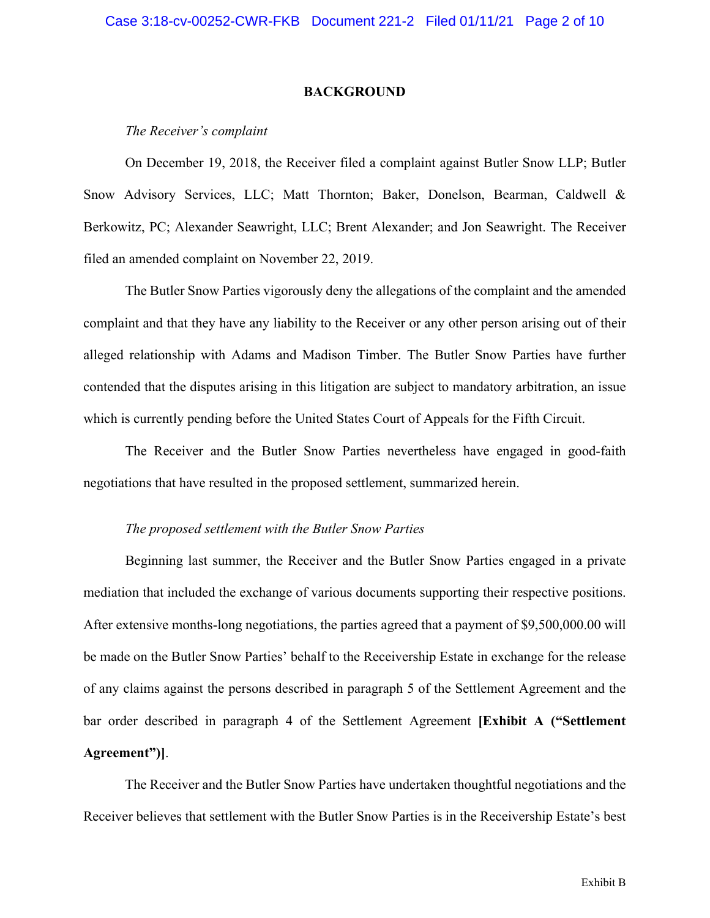## BACKGROUND

*The Receiver's complaint*

On December 19, 2018, the Receiver filed a complaint against Butler Snow LLP; Butler Snow Advisory Services, LLC; Matt Thornton; Baker, Donelson, Bearman, Caldwell & Berkowitz, PC; Alexander Seawright, LLC; Brent Alexander; and Jon Seawright. The Receiver filed an amended complaint on November 22, 2019.

The Butler Snow Parties vigorously deny the allegations of the complaint and the amended complaint and that they have any liability to the Receiver or any other person arising out of their alleged relationship with Adams and Madison Timber. The Butler Snow Parties have further contended that the disputes arising in this litigation are subject to mandatory arbitration, an issue which is currently pending before the United States Court of Appeals for the Fifth Circuit.

The Receiver and the Butler Snow Parties nevertheless have engaged in good-faith negotiations that have resulted in the proposed settlement, summarized herein.

*The proposed settlement with the Butler Snow Parties*

Beginning last summer, the Receiver and the Butler Snow Parties engaged in a private mediation that included the exchange of various documents supporting their respective positions. After extensive months-long negotiations, the parties agreed that a payment of $9,500,000.00 will be made on the Butler Snow Parties' behalf to the Receivership Estate in exchange for the release of any claims against the persons described in paragraph 5 of the Settlement Agreement and the bar order described in paragraph 4 of the Settlement Agreement **[Exhibit A ("Settlement Agreement")]**.

The Receiver and the Butler Snow Parties have undertaken thoughtful negotiations and the Receiver believes that settlement with the Butler Snow Parties is in the Receivership Estate's best

Exhibit B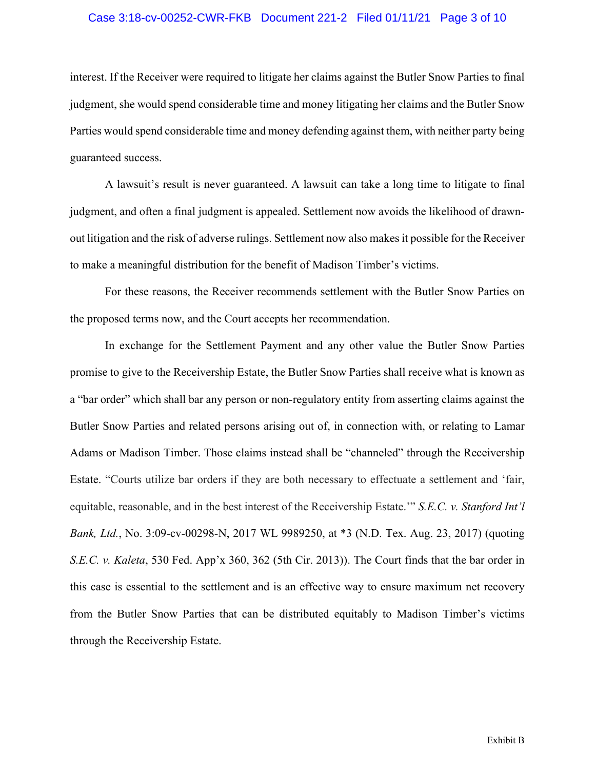interest. If the Receiver were required to litigate her claims against the Butler Snow Parties to final judgment, she would spend considerable time and money litigating her claims and the Butler Snow Parties would spend considerable time and money defending against them, with neither party being guaranteed success.

A lawsuit's result is never guaranteed. A lawsuit can take a long time to litigate to final judgment, and often a final judgment is appealed. Settlement now avoids the likelihood of drawn-out litigation and the risk of adverse rulings. Settlement now also makes it possible for the Receiver to make a meaningful distribution for the benefit of Madison Timber's victims.

For these reasons, the Receiver recommends settlement with the Butler Snow Parties on the proposed terms now, and the Court accepts her recommendation.

In exchange for the Settlement Payment and any other value the Butler Snow Parties promise to give to the Receivership Estate, the Butler Snow Parties shall receive what is known as a "bar order" which shall bar any person or non-regulatory entity from asserting claims against the Butler Snow Parties and related persons arising out of, in connection with, or relating to Lamar Adams or Madison Timber. Those claims instead shall be "channeled" through the Receivership Estate. "Courts utilize bar orders if they are both necessary to effectuate a settlement and 'fair, equitable, reasonable, and in the best interest of the Receivership Estate.'" *S.E.C. v. Stanford Int'l Bank, Ltd.*, No. 3:09-cv-00298-N, 2017 WL 9989250, at *3 (N.D. Tex. Aug. 23, 2017) (quoting *S.E.C. v. Kaleta*, 530 Fed. App'x 360, 362 (5th Cir. 2013)). The Court finds that the bar order in this case is essential to the settlement and is an effective way to ensure maximum net recovery from the Butler Snow Parties that can be distributed equitably to Madison Timber's victims through the Receivership Estate.

Exhibit B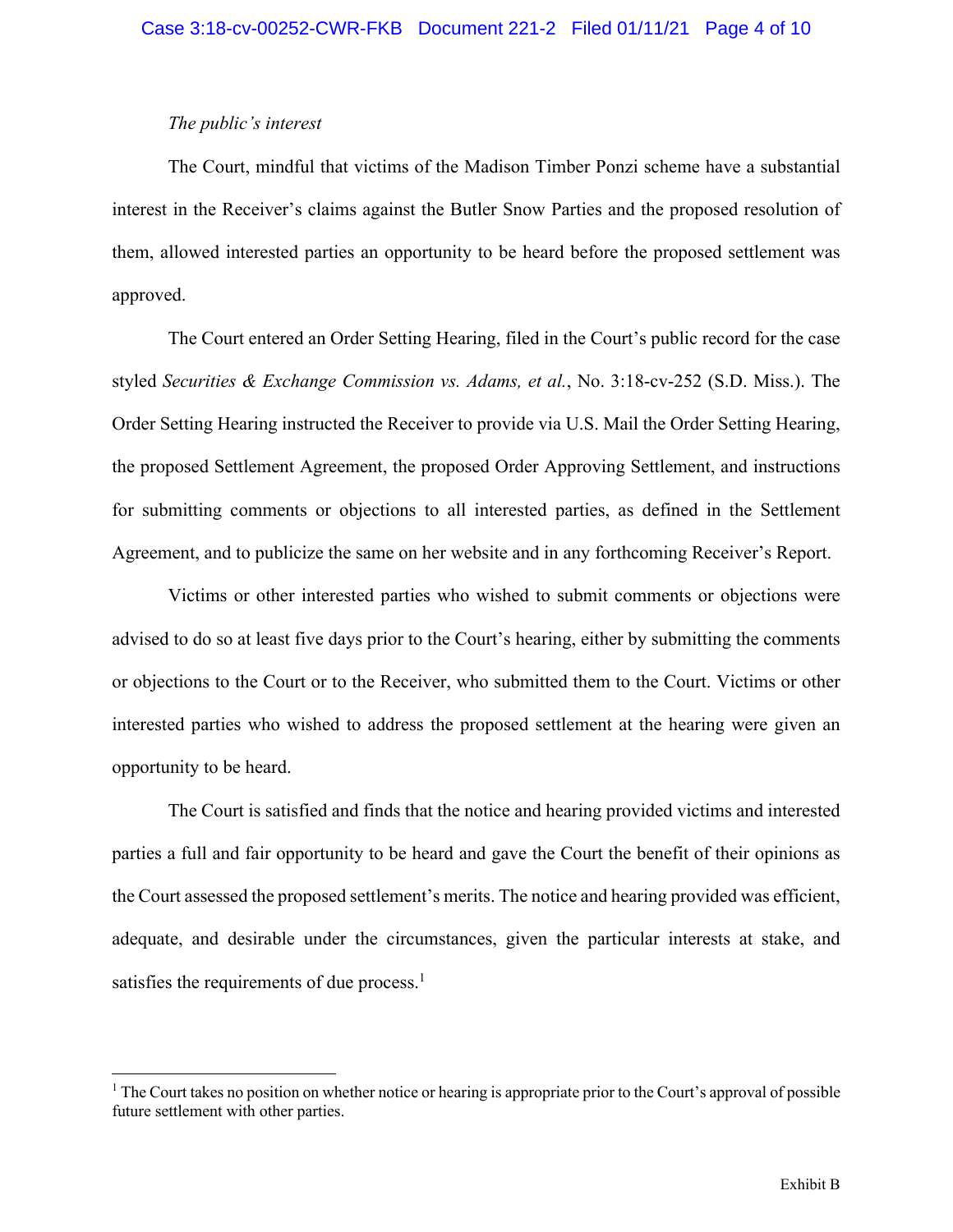*The public's interest*

The Court, mindful that victims of the Madison Timber Ponzi scheme have a substantial interest in the Receiver's claims against the Butler Snow Parties and the proposed resolution of them, allowed interested parties an opportunity to be heard before the proposed settlement was approved.

The Court entered an Order Setting Hearing, filed in the Court's public record for the case styled *Securities & Exchange Commission vs. Adams, et al.*, No. 3:18-cv-252 (S.D. Miss.). The Order Setting Hearing instructed the Receiver to provide via U.S. Mail the Order Setting Hearing, the proposed Settlement Agreement, the proposed Order Approving Settlement, and instructions for submitting comments or objections to all interested parties, as defined in the Settlement Agreement, and to publicize the same on her website and in any forthcoming Receiver's Report.

Victims or other interested parties who wished to submit comments or objections were advised to do so at least five days prior to the Court's hearing, either by submitting the comments or objections to the Court or to the Receiver, who submitted them to the Court. Victims or other interested parties who wished to address the proposed settlement at the hearing were given an opportunity to be heard.

The Court is satisfied and finds that the notice and hearing provided victims and interested parties a full and fair opportunity to be heard and gave the Court the benefit of their opinions as the Court assessed the proposed settlement's merits. The notice and hearing provided was efficient, adequate, and desirable under the circumstances, given the particular interests at stake, and satisfies the requirements of due process.[1]

---

[1] The Court takes no position on whether notice or hearing is appropriate prior to the Court's approval of possible future settlement with other parties.

Exhibit B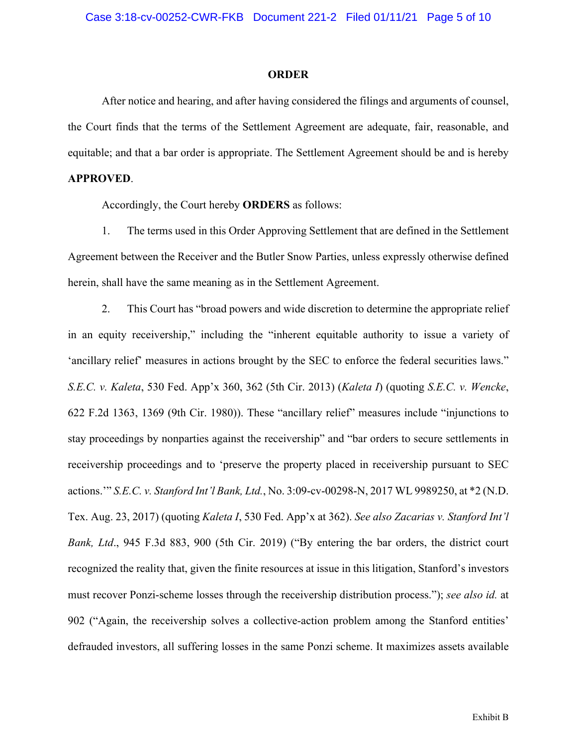**ORDER**

After notice and hearing, and after having considered the filings and arguments of counsel, the Court finds that the terms of the Settlement Agreement are adequate, fair, reasonable, and equitable; and that a bar order is appropriate. The Settlement Agreement should be and is hereby **APPROVED**.

Accordingly, the Court hereby **ORDERS** as follows:

1. The terms used in this Order Approving Settlement that are defined in the Settlement Agreement between the Receiver and the Butler Snow Parties, unless expressly otherwise defined herein, shall have the same meaning as in the Settlement Agreement.

2. This Court has "broad powers and wide discretion to determine the appropriate relief in an equity receivership," including the "inherent equitable authority to issue a variety of 'ancillary relief' measures in actions brought by the SEC to enforce the federal securities laws." *S.E.C. v. Kaleta*, 530 Fed. App'x 360, 362 (5th Cir. 2013) (*Kaleta I*) (quoting *S.E.C. v. Wencke*, 622 F.2d 1363, 1369 (9th Cir. 1980)). These "ancillary relief" measures include "injunctions to stay proceedings by nonparties against the receivership" and "bar orders to secure settlements in receivership proceedings and to 'preserve the property placed in receivership pursuant to SEC actions.'" *S.E.C. v. Stanford Int'l Bank, Ltd.*, No. 3:09-cv-00298-N, 2017 WL 9989250, at *2 (N.D. Tex. Aug. 23, 2017) (quoting *Kaleta I*, 530 Fed. App'x at 362). *See also Zacarias v. Stanford Int'l Bank, Ltd*., 945 F.3d 883, 900 (5th Cir. 2019) ("By entering the bar orders, the district court recognized the reality that, given the finite resources at issue in this litigation, Stanford's investors must recover Ponzi-scheme losses through the receivership distribution process."); *see also id.* at 902 ("Again, the receivership solves a collective-action problem among the Stanford entities' defrauded investors, all suffering losses in the same Ponzi scheme. It maximizes assets available

Exhibit B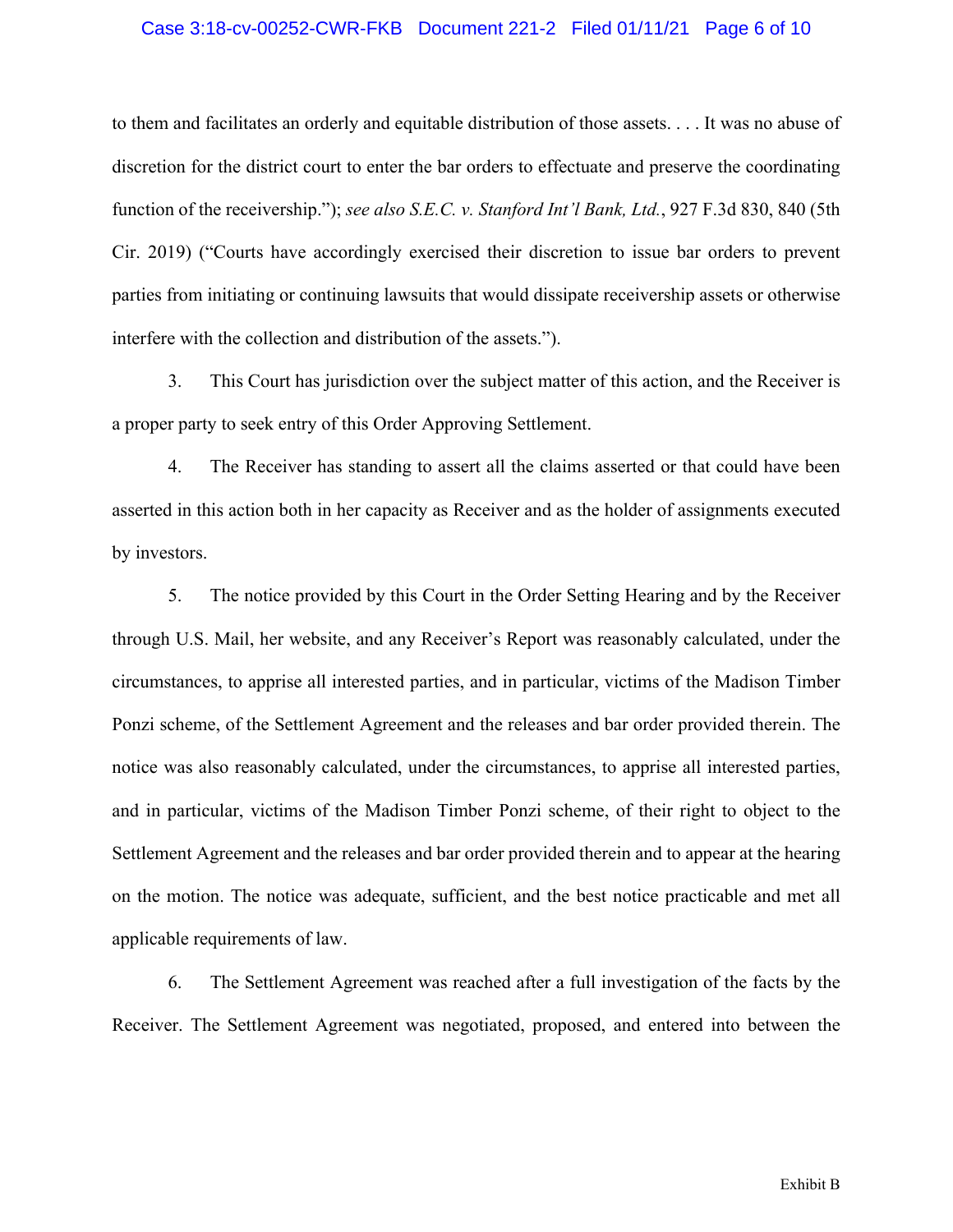to them and facilitates an orderly and equitable distribution of those assets. . . . It was no abuse of discretion for the district court to enter the bar orders to effectuate and preserve the coordinating function of the receivership."); *see also S.E.C. v. Stanford Int'l Bank, Ltd.*, 927 F.3d 830, 840 (5th Cir. 2019) ("Courts have accordingly exercised their discretion to issue bar orders to prevent parties from initiating or continuing lawsuits that would dissipate receivership assets or otherwise interfere with the collection and distribution of the assets.").

3. This Court has jurisdiction over the subject matter of this action, and the Receiver is a proper party to seek entry of this Order Approving Settlement.

4. The Receiver has standing to assert all the claims asserted or that could have been asserted in this action both in her capacity as Receiver and as the holder of assignments executed by investors.

5. The notice provided by this Court in the Order Setting Hearing and by the Receiver through U.S. Mail, her website, and any Receiver's Report was reasonably calculated, under the circumstances, to apprise all interested parties, and in particular, victims of the Madison Timber Ponzi scheme, of the Settlement Agreement and the releases and bar order provided therein. The notice was also reasonably calculated, under the circumstances, to apprise all interested parties, and in particular, victims of the Madison Timber Ponzi scheme, of their right to object to the Settlement Agreement and the releases and bar order provided therein and to appear at the hearing on the motion. The notice was adequate, sufficient, and the best notice practicable and met all applicable requirements of law.

6. The Settlement Agreement was reached after a full investigation of the facts by the Receiver. The Settlement Agreement was negotiated, proposed, and entered into between the

Exhibit B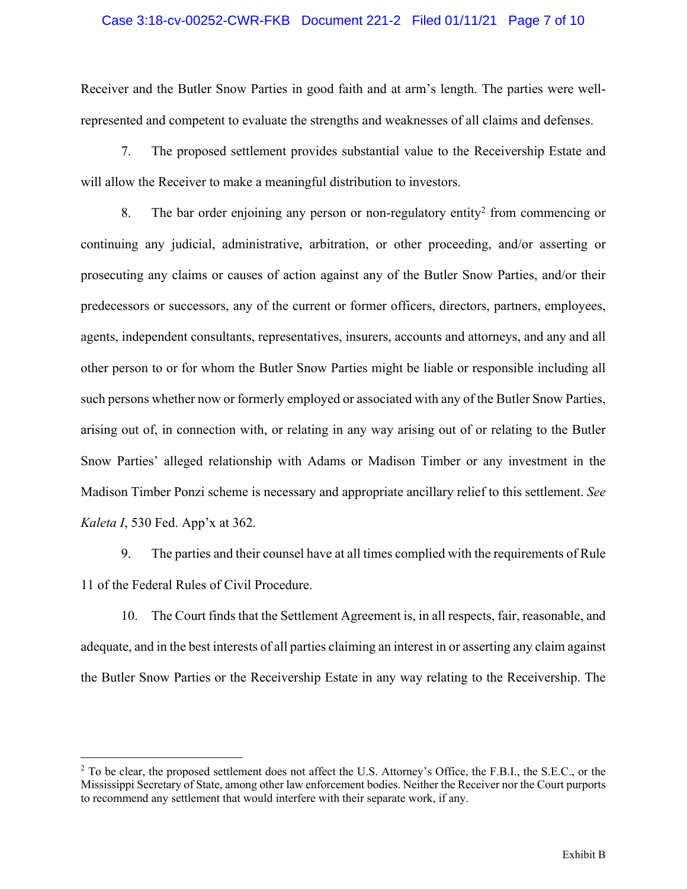Receiver and the Butler Snow Parties in good faith and at arm's length. The parties were well-represented and competent to evaluate the strengths and weaknesses of all claims and defenses.

7. The proposed settlement provides substantial value to the Receivership Estate and will allow the Receiver to make a meaningful distribution to investors.

8. The bar order enjoining any person or non-regulatory entity[2] from commencing or continuing any judicial, administrative, arbitration, or other proceeding, and/or asserting or prosecuting any claims or causes of action against any of the Butler Snow Parties, and/or their predecessors or successors, any of the current or former officers, directors, partners, employees, agents, independent consultants, representatives, insurers, accounts and attorneys, and any and all other person to or for whom the Butler Snow Parties might be liable or responsible including all such persons whether now or formerly employed or associated with any of the Butler Snow Parties, arising out of, in connection with, or relating in any way arising out of or relating to the Butler Snow Parties' alleged relationship with Adams or Madison Timber or any investment in the Madison Timber Ponzi scheme is necessary and appropriate ancillary relief to this settlement. *See Kaleta I*, 530 Fed. App'x at 362.

9. The parties and their counsel have at all times complied with the requirements of Rule 11 of the Federal Rules of Civil Procedure.

10. The Court finds that the Settlement Agreement is, in all respects, fair, reasonable, and adequate, and in the best interests of all parties claiming an interest in or asserting any claim against the Butler Snow Parties or the Receivership Estate in any way relating to the Receivership. The

---

[2] To be clear, the proposed settlement does not affect the U.S. Attorney's Office, the F.B.I., the S.E.C., or the Mississippi Secretary of State, among other law enforcement bodies. Neither the Receiver nor the Court purports to recommend any settlement that would interfere with their separate work, if any.

Exhibit B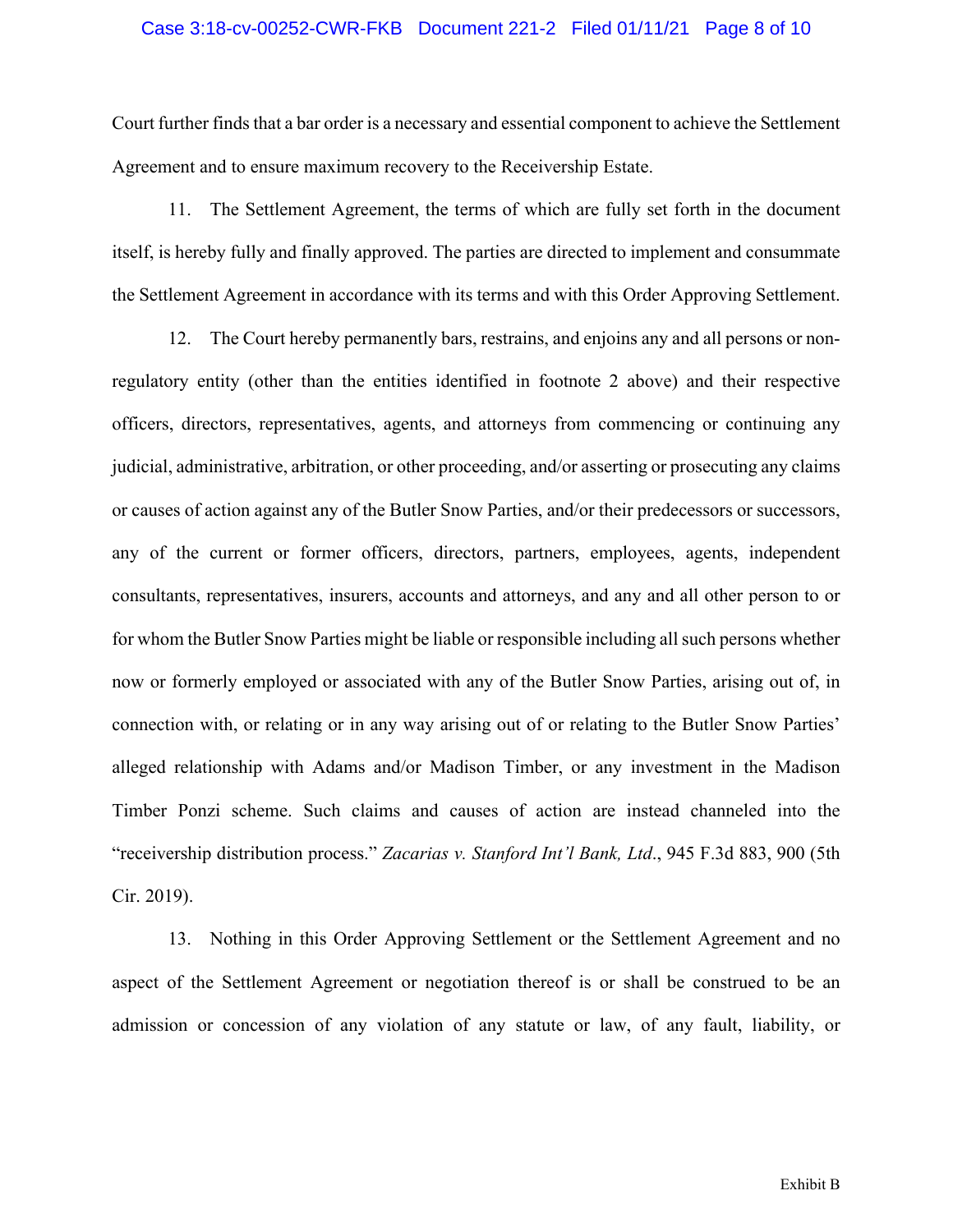Court further finds that a bar order is a necessary and essential component to achieve the Settlement Agreement and to ensure maximum recovery to the Receivership Estate.

11. The Settlement Agreement, the terms of which are fully set forth in the document itself, is hereby fully and finally approved. The parties are directed to implement and consummate the Settlement Agreement in accordance with its terms and with this Order Approving Settlement.

12. The Court hereby permanently bars, restrains, and enjoins any and all persons or non-regulatory entity (other than the entities identified in footnote 2 above) and their respective officers, directors, representatives, agents, and attorneys from commencing or continuing any judicial, administrative, arbitration, or other proceeding, and/or asserting or prosecuting any claims or causes of action against any of the Butler Snow Parties, and/or their predecessors or successors, any of the current or former officers, directors, partners, employees, agents, independent consultants, representatives, insurers, accounts and attorneys, and any and all other person to or for whom the Butler Snow Parties might be liable or responsible including all such persons whether now or formerly employed or associated with any of the Butler Snow Parties, arising out of, in connection with, or relating or in any way arising out of or relating to the Butler Snow Parties' alleged relationship with Adams and/or Madison Timber, or any investment in the Madison Timber Ponzi scheme. Such claims and causes of action are instead channeled into the "receivership distribution process." *Zacarias v. Stanford Int'l Bank, Ltd*., 945 F.3d 883, 900 (5th Cir. 2019).

13. Nothing in this Order Approving Settlement or the Settlement Agreement and no aspect of the Settlement Agreement or negotiation thereof is or shall be construed to be an admission or concession of any violation of any statute or law, of any fault, liability, or

Exhibit B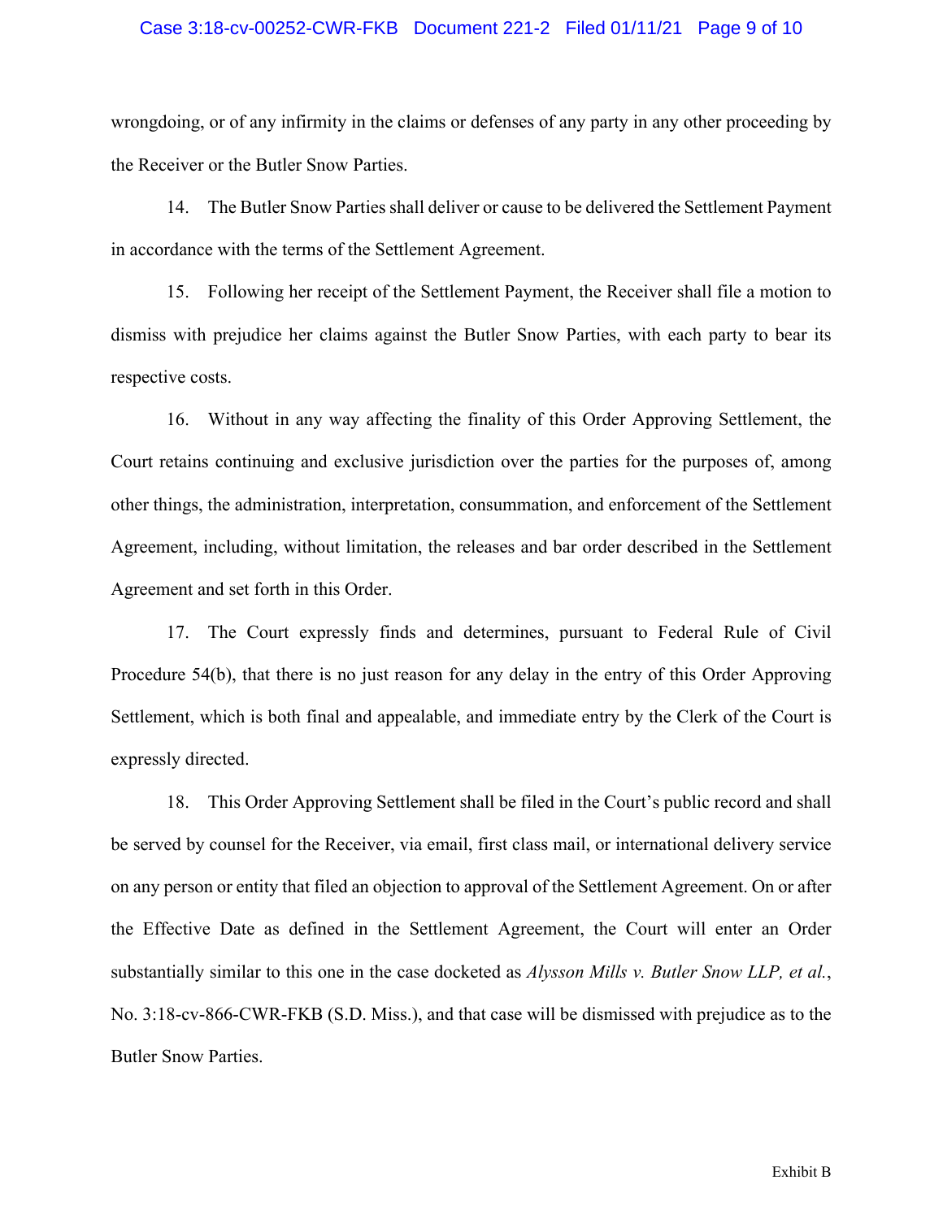wrongdoing, or of any infirmity in the claims or defenses of any party in any other proceeding by the Receiver or the Butler Snow Parties.

14. The Butler Snow Parties shall deliver or cause to be delivered the Settlement Payment in accordance with the terms of the Settlement Agreement.

15. Following her receipt of the Settlement Payment, the Receiver shall file a motion to dismiss with prejudice her claims against the Butler Snow Parties, with each party to bear its respective costs.

16. Without in any way affecting the finality of this Order Approving Settlement, the Court retains continuing and exclusive jurisdiction over the parties for the purposes of, among other things, the administration, interpretation, consummation, and enforcement of the Settlement Agreement, including, without limitation, the releases and bar order described in the Settlement Agreement and set forth in this Order.

17. The Court expressly finds and determines, pursuant to Federal Rule of Civil Procedure 54(b), that there is no just reason for any delay in the entry of this Order Approving Settlement, which is both final and appealable, and immediate entry by the Clerk of the Court is expressly directed.

18. This Order Approving Settlement shall be filed in the Court's public record and shall be served by counsel for the Receiver, via email, first class mail, or international delivery service on any person or entity that filed an objection to approval of the Settlement Agreement. On or after the Effective Date as defined in the Settlement Agreement, the Court will enter an Order substantially similar to this one in the case docketed as *Alysson Mills v. Butler Snow LLP, et al.*, No. 3:18-cv-866-CWR-FKB (S.D. Miss.), and that case will be dismissed with prejudice as to the Butler Snow Parties.

Exhibit B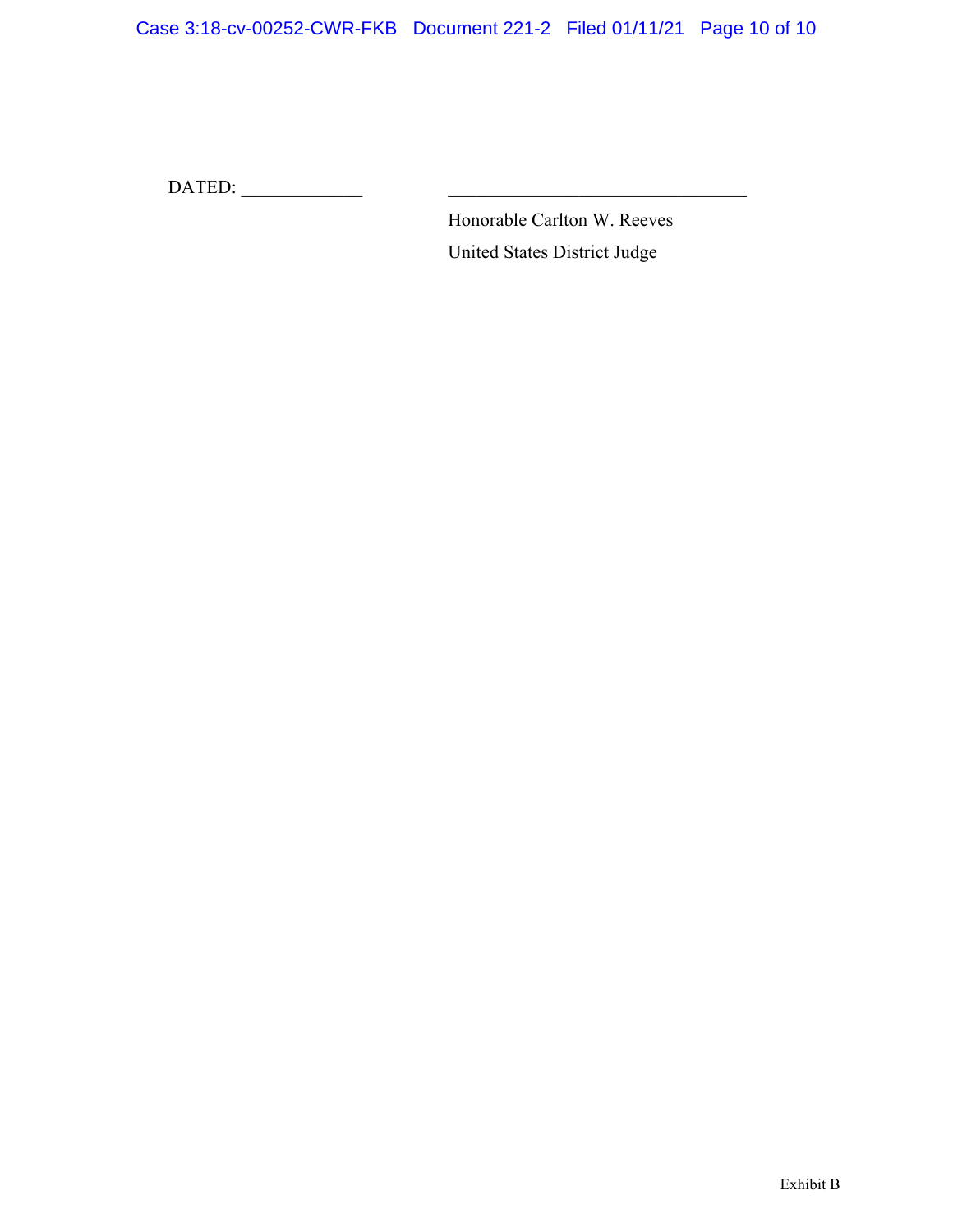DATED: _____________ ________________________________

Honorable Carlton W. Reeves

United States District Judge

Exhibit B